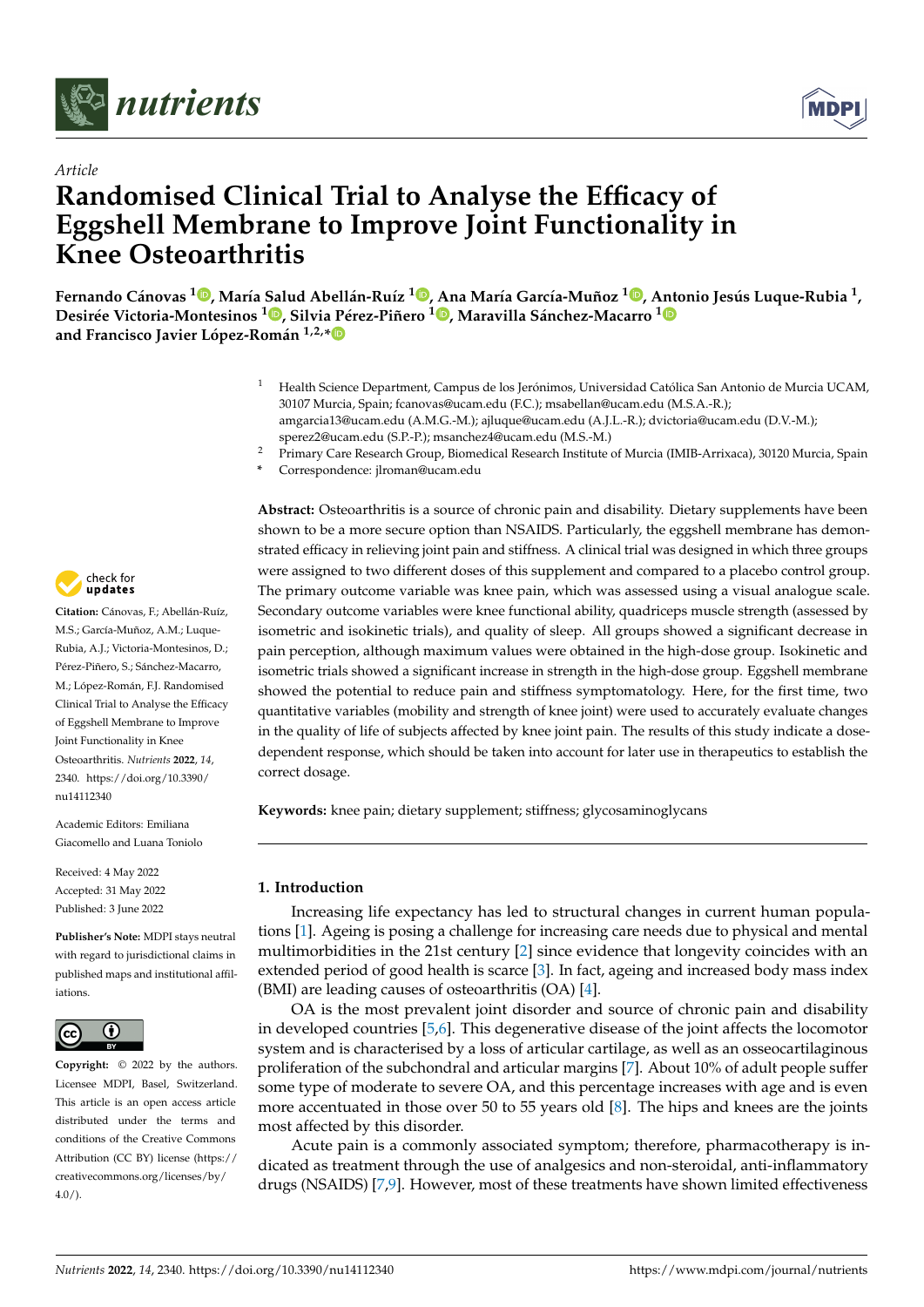*Article*

# Randomised Clinical Trial to Analyse the Efficacy of Eggshell Membrane to Improve Joint Functionality in Knee Osteoarthritis

**Fernando Cánovas [1], María Salud Abellán-Ruíz [1], Ana María García-Muñoz [1], Antonio Jesús Luque-Rubia [1], Desirée Victoria-Montesinos [1], Silvia Pérez-Piñero [1], Maravilla Sánchez-Macarro [1] and Francisco Javier López-Román [1,2,*]**

[1] Health Science Department, Campus de los Jerónimos, Universidad Católica San Antonio de Murcia UCAM, 30107 Murcia, Spain; fcanovas@ucam.edu (F.C.); msabellan@ucam.edu (M.S.A.-R.); amgarcia13@ucam.edu (A.M.G.-M.); ajluque@ucam.edu (A.J.L.-R.); dvictoria@ucam.edu (D.V.-M.); sperez2@ucam.edu (S.P.-P.); msanchez4@ucam.edu (M.S.-M.)

[2] Primary Care Research Group, Biomedical Research Institute of Murcia (IMIB-Arrixaca), 30120 Murcia, Spain

\* Correspondence: jlroman@ucam.edu

**Abstract:** Osteoarthritis is a source of chronic pain and disability. Dietary supplements have been shown to be a more secure option than NSAIDS. Particularly, the eggshell membrane has demonstrated efficacy in relieving joint pain and stiffness. A clinical trial was designed in which three groups were assigned to two different doses of this supplement and compared to a placebo control group. The primary outcome variable was knee pain, which was assessed using a visual analogue scale. Secondary outcome variables were knee functional ability, quadriceps muscle strength (assessed by isometric and isokinetic trials), and quality of sleep. All groups showed a significant decrease in pain perception, although maximum values were obtained in the high-dose group. Isokinetic and isometric trials showed a significant increase in strength in the high-dose group. Eggshell membrane showed the potential to reduce pain and stiffness symptomatology. Here, for the first time, two quantitative variables (mobility and strength of knee joint) were used to accurately evaluate changes in the quality of life of subjects affected by knee joint pain. The results of this study indicate a dose-dependent response, which should be taken into account for later use in therapeutics to establish the correct dosage.

**Keywords:** knee pain; dietary supplement; stiffness; glycosaminoglycans

**Citation:** Cánovas, F.; Abellán-Ruíz, M.S.; García-Muñoz, A.M.; Luque-Rubia, A.J.; Victoria-Montesinos, D.; Pérez-Piñero, S.; Sánchez-Macarro, M.; López-Román, F.J. Randomised Clinical Trial to Analyse the Efficacy of Eggshell Membrane to Improve Joint Functionality in Knee Osteoarthritis. *Nutrients* **2022**, *14*, 2340. https://doi.org/10.3390/nu14112340

Academic Editors: Emiliana Giacomello and Luana Toniolo

Received: 4 May 2022
Accepted: 31 May 2022
Published: 3 June 2022

**Publisher's Note:** MDPI stays neutral with regard to jurisdictional claims in published maps and institutional affiliations.

**Copyright:** © 2022 by the authors. Licensee MDPI, Basel, Switzerland. This article is an open access article distributed under the terms and conditions of the Creative Commons Attribution (CC BY) license (https://creativecommons.org/licenses/by/4.0/).

## 1. Introduction

Increasing life expectancy has led to structural changes in current human populations [1]. Ageing is posing a challenge for increasing care needs due to physical and mental multimorbidities in the 21st century [2] since evidence that longevity coincides with an extended period of good health is scarce [3]. In fact, ageing and increased body mass index (BMI) are leading causes of osteoarthritis (OA) [4].

OA is the most prevalent joint disorder and source of chronic pain and disability in developed countries [5,6]. This degenerative disease of the joint affects the locomotor system and is characterised by a loss of articular cartilage, as well as an osseocartilaginous proliferation of the subchondral and articular margins [7]. About 10% of adult people suffer some type of moderate to severe OA, and this percentage increases with age and is even more accentuated in those over 50 to 55 years old [8]. The hips and knees are the joints most affected by this disorder.

Acute pain is a commonly associated symptom; therefore, pharmacotherapy is indicated as treatment through the use of analgesics and non-steroidal, anti-inflammatory drugs (NSAIDS) [7,9]. However, most of these treatments have shown limited effectiveness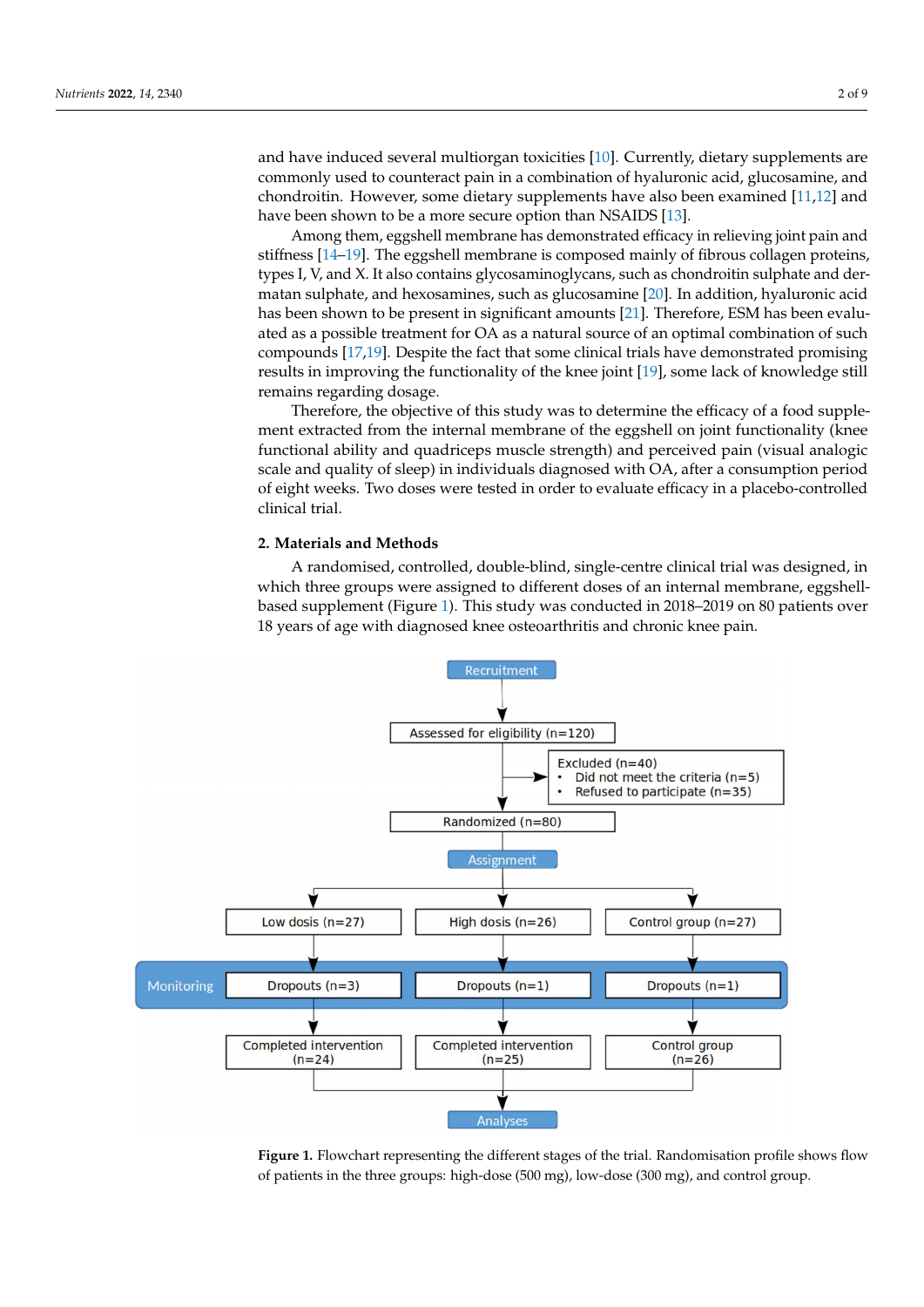and have induced several multiorgan toxicities [10]. Currently, dietary supplements are commonly used to counteract pain in a combination of hyaluronic acid, glucosamine, and chondroitin. However, some dietary supplements have also been examined [11,12] and have been shown to be a more secure option than NSAIDS [13].

Among them, eggshell membrane has demonstrated efficacy in relieving joint pain and stiffness [14–19]. The eggshell membrane is composed mainly of fibrous collagen proteins, types I, V, and X. It also contains glycosaminoglycans, such as chondroitin sulphate and dermatan sulphate, and hexosamines, such as glucosamine [20]. In addition, hyaluronic acid has been shown to be present in significant amounts [21]. Therefore, ESM has been evaluated as a possible treatment for OA as a natural source of an optimal combination of such compounds [17,19]. Despite the fact that some clinical trials have demonstrated promising results in improving the functionality of the knee joint [19], some lack of knowledge still remains regarding dosage.

Therefore, the objective of this study was to determine the efficacy of a food supplement extracted from the internal membrane of the eggshell on joint functionality (knee functional ability and quadriceps muscle strength) and perceived pain (visual analogic scale and quality of sleep) in individuals diagnosed with OA, after a consumption period of eight weeks. Two doses were tested in order to evaluate efficacy in a placebo-controlled clinical trial.

## 2. Materials and Methods

A randomised, controlled, double-blind, single-centre clinical trial was designed, in which three groups were assigned to different doses of an internal membrane, eggshell-based supplement (Figure 1). This study was conducted in 2018–2019 on 80 patients over 18 years of age with diagnosed knee osteoarthritis and chronic knee pain.

Recruitment → Assessed for eligibility (n=120) → Excluded (n=40): Did not meet the criteria (n=5); Refused to participate (n=35) → Randomized (n=80) → Assignment → Low dosis (n=27), High dosis (n=26), Control group (n=27) → Monitoring: Dropouts (n=3), Dropouts (n=1), Dropouts (n=1) → Completed intervention (n=24), Completed intervention (n=25), Control group (n=26) → Analyses

**Figure 1.** Flowchart representing the different stages of the trial. Randomisation profile shows flow of patients in the three groups: high-dose (500 mg), low-dose (300 mg), and control group.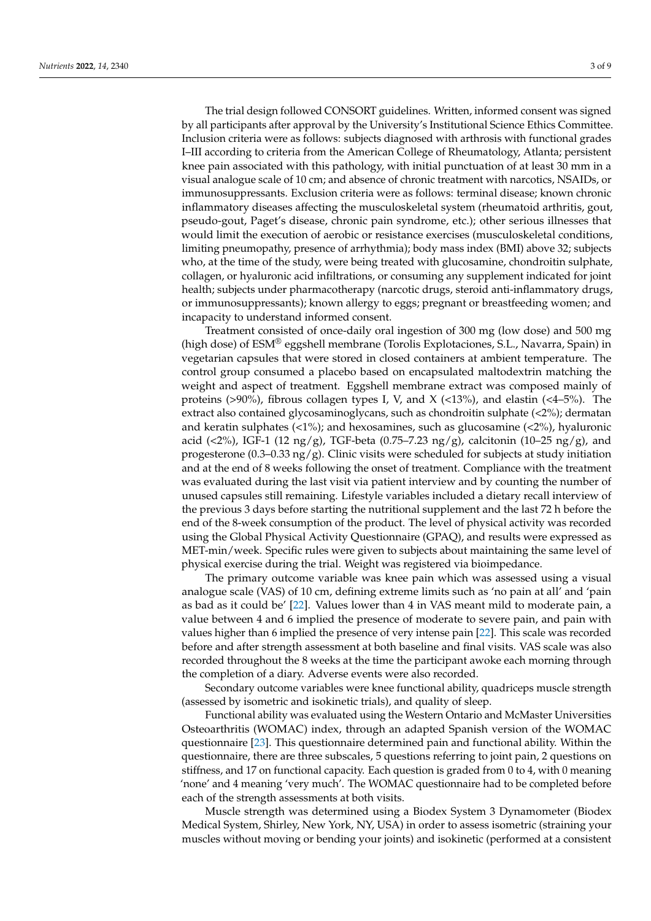The trial design followed CONSORT guidelines. Written, informed consent was signed by all participants after approval by the University's Institutional Science Ethics Committee. Inclusion criteria were as follows: subjects diagnosed with arthrosis with functional grades I–III according to criteria from the American College of Rheumatology, Atlanta; persistent knee pain associated with this pathology, with initial punctuation of at least 30 mm in a visual analogue scale of 10 cm; and absence of chronic treatment with narcotics, NSAIDs, or immunosuppressants. Exclusion criteria were as follows: terminal disease; known chronic inflammatory diseases affecting the musculoskeletal system (rheumatoid arthritis, gout, pseudo-gout, Paget's disease, chronic pain syndrome, etc.); other serious illnesses that would limit the execution of aerobic or resistance exercises (musculoskeletal conditions, limiting pneumopathy, presence of arrhythmia); body mass index (BMI) above 32; subjects who, at the time of the study, were being treated with glucosamine, chondroitin sulphate, collagen, or hyaluronic acid infiltrations, or consuming any supplement indicated for joint health; subjects under pharmacotherapy (narcotic drugs, steroid anti-inflammatory drugs, or immunosuppressants); known allergy to eggs; pregnant or breastfeeding women; and incapacity to understand informed consent.

Treatment consisted of once-daily oral ingestion of 300 mg (low dose) and 500 mg (high dose) of ESM® eggshell membrane (Torolis Explotaciones, S.L., Navarra, Spain) in vegetarian capsules that were stored in closed containers at ambient temperature. The control group consumed a placebo based on encapsulated maltodextrin matching the weight and aspect of treatment. Eggshell membrane extract was composed mainly of proteins (>90%), fibrous collagen types I, V, and X (<13%), and elastin (<4–5%). The extract also contained glycosaminoglycans, such as chondroitin sulphate (<2%); dermatan and keratin sulphates (<1%); and hexosamines, such as glucosamine (<2%), hyaluronic acid (<2%), IGF-1 (12 ng/g), TGF-beta (0.75–7.23 ng/g), calcitonin (10–25 ng/g), and progesterone (0.3–0.33 ng/g). Clinic visits were scheduled for subjects at study initiation and at the end of 8 weeks following the onset of treatment. Compliance with the treatment was evaluated during the last visit via patient interview and by counting the number of unused capsules still remaining. Lifestyle variables included a dietary recall interview of the previous 3 days before starting the nutritional supplement and the last 72 h before the end of the 8-week consumption of the product. The level of physical activity was recorded using the Global Physical Activity Questionnaire (GPAQ), and results were expressed as MET-min/week. Specific rules were given to subjects about maintaining the same level of physical exercise during the trial. Weight was registered via bioimpedance.

The primary outcome variable was knee pain which was assessed using a visual analogue scale (VAS) of 10 cm, defining extreme limits such as 'no pain at all' and 'pain as bad as it could be' [22]. Values lower than 4 in VAS meant mild to moderate pain, a value between 4 and 6 implied the presence of moderate to severe pain, and pain with values higher than 6 implied the presence of very intense pain [22]. This scale was recorded before and after strength assessment at both baseline and final visits. VAS scale was also recorded throughout the 8 weeks at the time the participant awoke each morning through the completion of a diary. Adverse events were also recorded.

Secondary outcome variables were knee functional ability, quadriceps muscle strength (assessed by isometric and isokinetic trials), and quality of sleep.

Functional ability was evaluated using the Western Ontario and McMaster Universities Osteoarthritis (WOMAC) index, through an adapted Spanish version of the WOMAC questionnaire [23]. This questionnaire determined pain and functional ability. Within the questionnaire, there are three subscales, 5 questions referring to joint pain, 2 questions on stiffness, and 17 on functional capacity. Each question is graded from 0 to 4, with 0 meaning 'none' and 4 meaning 'very much'. The WOMAC questionnaire had to be completed before each of the strength assessments at both visits.

Muscle strength was determined using a Biodex System 3 Dynamometer (Biodex Medical System, Shirley, New York, NY, USA) in order to assess isometric (straining your muscles without moving or bending your joints) and isokinetic (performed at a consistent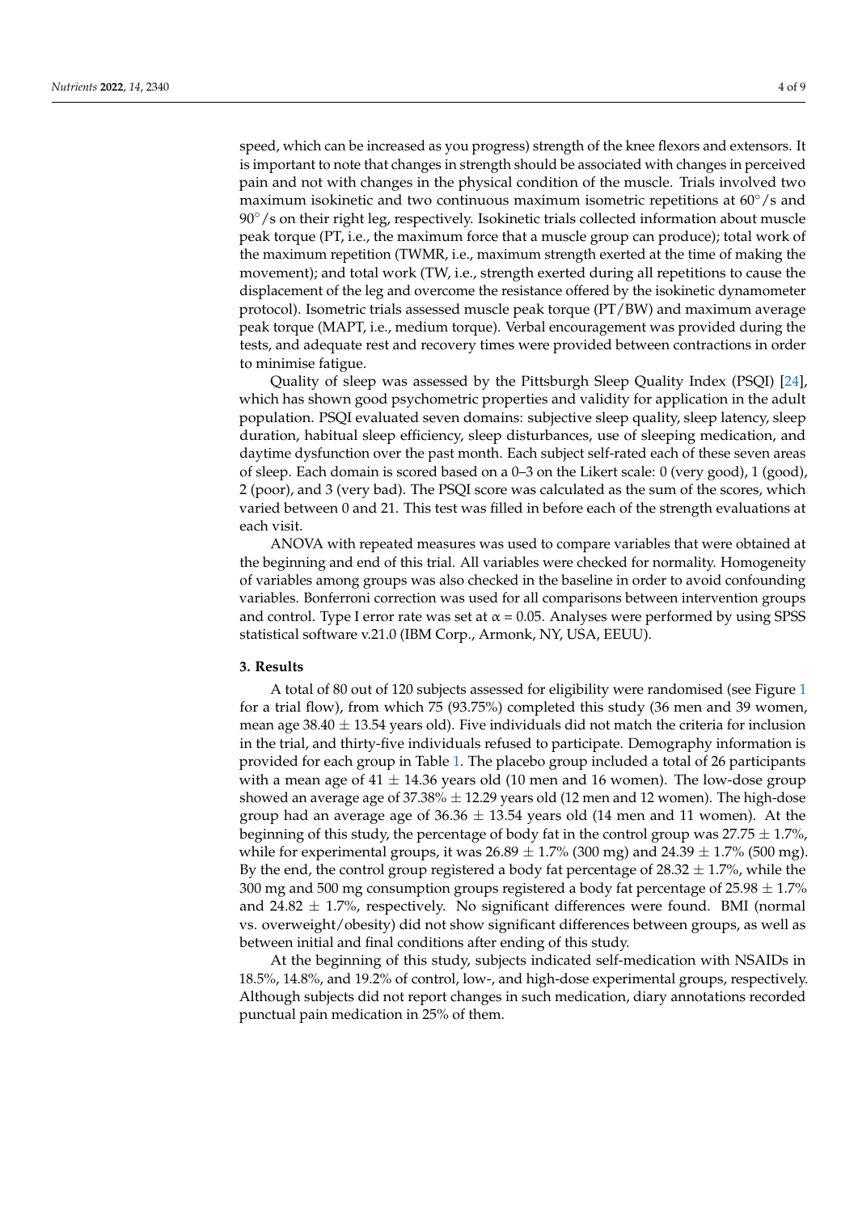speed, which can be increased as you progress) strength of the knee flexors and extensors. It is important to note that changes in strength should be associated with changes in perceived pain and not with changes in the physical condition of the muscle. Trials involved two maximum isokinetic and two continuous maximum isometric repetitions at $60^{\circ}$/s and $90^{\circ}$/s on their right leg, respectively. Isokinetic trials collected information about muscle peak torque (PT, i.e., the maximum force that a muscle group can produce); total work of the maximum repetition (TWMR, i.e., maximum strength exerted at the time of making the movement); and total work (TW, i.e., strength exerted during all repetitions to cause the displacement of the leg and overcome the resistance offered by the isokinetic dynamometer protocol). Isometric trials assessed muscle peak torque (PT/BW) and maximum average peak torque (MAPT, i.e., medium torque). Verbal encouragement was provided during the tests, and adequate rest and recovery times were provided between contractions in order to minimise fatigue.

Quality of sleep was assessed by the Pittsburgh Sleep Quality Index (PSQI) [24], which has shown good psychometric properties and validity for application in the adult population. PSQI evaluated seven domains: subjective sleep quality, sleep latency, sleep duration, habitual sleep efficiency, sleep disturbances, use of sleeping medication, and daytime dysfunction over the past month. Each subject self-rated each of these seven areas of sleep. Each domain is scored based on a 0–3 on the Likert scale: 0 (very good), 1 (good), 2 (poor), and 3 (very bad). The PSQI score was calculated as the sum of the scores, which varied between 0 and 21. This test was filled in before each of the strength evaluations at each visit.

ANOVA with repeated measures was used to compare variables that were obtained at the beginning and end of this trial. All variables were checked for normality. Homogeneity of variables among groups was also checked in the baseline in order to avoid confounding variables. Bonferroni correction was used for all comparisons between intervention groups and control. Type I error rate was set at $\alpha = 0.05$. Analyses were performed by using SPSS statistical software v.21.0 (IBM Corp., Armonk, NY, USA, EEUU).

## 3. Results

A total of 80 out of 120 subjects assessed for eligibility were randomised (see Figure 1 for a trial flow), from which 75 (93.75%) completed this study (36 men and 39 women, mean age $38.40 \pm 13.54$ years old). Five individuals did not match the criteria for inclusion in the trial, and thirty-five individuals refused to participate. Demography information is provided for each group in Table 1. The placebo group included a total of 26 participants with a mean age of $41 \pm 14.36$ years old (10 men and 16 women). The low-dose group showed an average age of $37.38\% \pm 12.29$ years old (12 men and 12 women). The high-dose group had an average age of $36.36 \pm 13.54$ years old (14 men and 11 women). At the beginning of this study, the percentage of body fat in the control group was $27.75 \pm 1.7\%$, while for experimental groups, it was $26.89 \pm 1.7\%$ (300 mg) and $24.39 \pm 1.7\%$ (500 mg). By the end, the control group registered a body fat percentage of $28.32 \pm 1.7\%$, while the 300 mg and 500 mg consumption groups registered a body fat percentage of $25.98 \pm 1.7\%$ and $24.82 \pm 1.7\%$, respectively. No significant differences were found. BMI (normal vs. overweight/obesity) did not show significant differences between groups, as well as between initial and final conditions after ending of this study.

At the beginning of this study, subjects indicated self-medication with NSAIDs in 18.5%, 14.8%, and 19.2% of control, low-, and high-dose experimental groups, respectively. Although subjects did not report changes in such medication, diary annotations recorded punctual pain medication in 25% of them.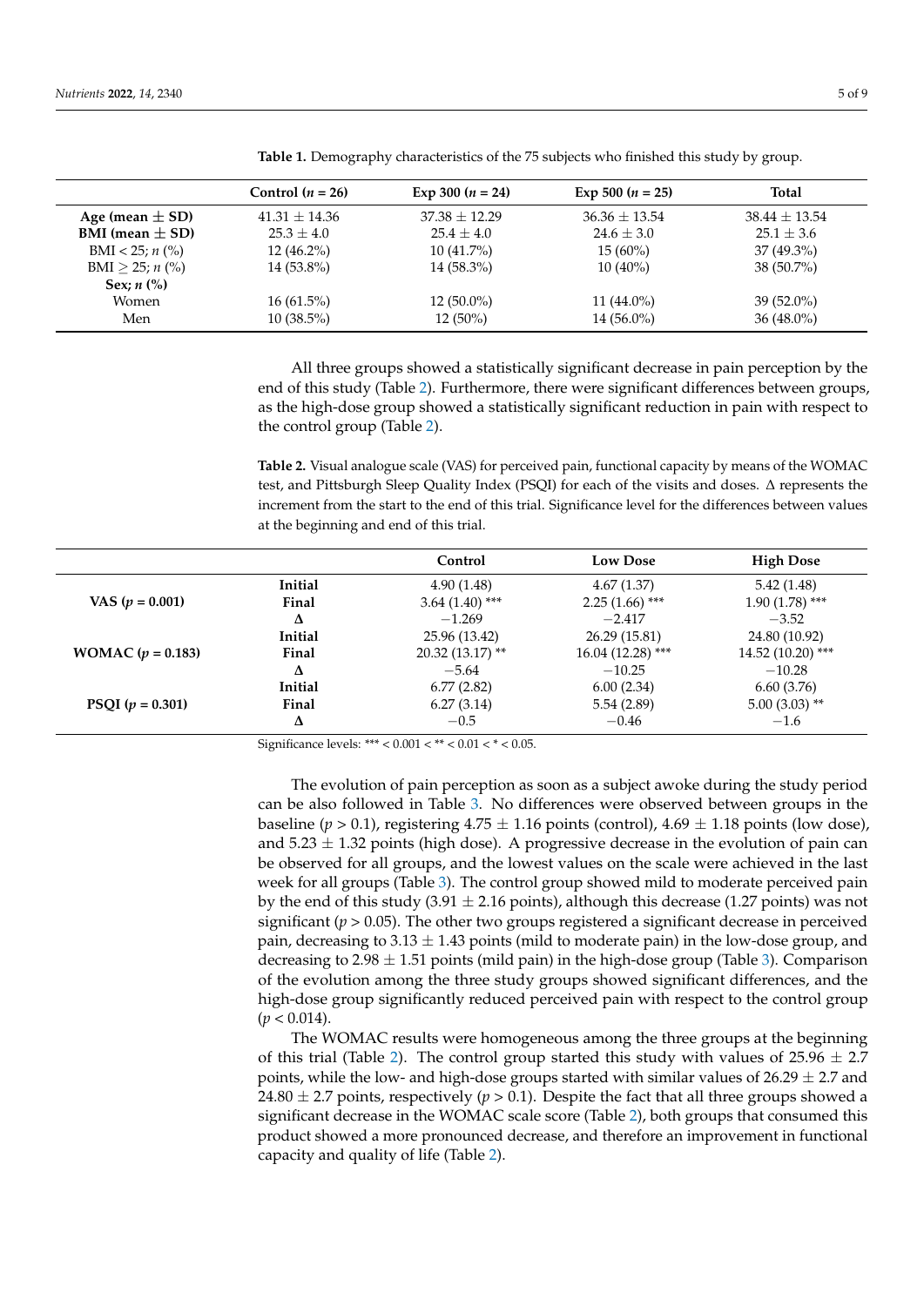**Table 1.** Demography characteristics of the 75 subjects who finished this study by group.

| | Control ($n$ = 26) | Exp 300 ($n$ = 24) | Exp 500 ($n$ = 25) | Total |
|---|---|---|---|---|
| **Age (mean ± SD)** | 41.31 ± 14.36 | 37.38 ± 12.29 | 36.36 ± 13.54 | 38.44 ± 13.54 |
| **BMI (mean ± SD)** | 25.3 ± 4.0 | 25.4 ± 4.0 | 24.6 ± 3.0 | 25.1 ± 3.6 |
| BMI < 25; $n$ (%) | 12 (46.2%) | 10 (41.7%) | 15 (60%) | 37 (49.3%) |
| BMI ≥ 25; $n$ (%) | 14 (53.8%) | 14 (58.3%) | 10 (40%) | 38 (50.7%) |
| **Sex; $n$ (%)** | | | | |
| Women | 16 (61.5%) | 12 (50.0%) | 11 (44.0%) | 39 (52.0%) |
| Men | 10 (38.5%) | 12 (50%) | 14 (56.0%) | 36 (48.0%) |

All three groups showed a statistically significant decrease in pain perception by the end of this study (Table 2). Furthermore, there were significant differences between groups, as the high-dose group showed a statistically significant reduction in pain with respect to the control group (Table 2).

**Table 2.** Visual analogue scale (VAS) for perceived pain, functional capacity by means of the WOMAC test, and Pittsburgh Sleep Quality Index (PSQI) for each of the visits and doses. Δ represents the increment from the start to the end of this trial. Significance level for the differences between values at the beginning and end of this trial.

| | | Control | Low Dose | High Dose |
|---|---|---|---|---|
| **VAS ($p$ = 0.001)** | **Initial** | 4.90 (1.48) | 4.67 (1.37) | 5.42 (1.48) |
| | **Final** | 3.64 (1.40) *** | 2.25 (1.66) *** | 1.90 (1.78) *** |
| | **Δ** | −1.269 | −2.417 | −3.52 |
| **WOMAC ($p$ = 0.183)** | **Initial** | 25.96 (13.42) | 26.29 (15.81) | 24.80 (10.92) |
| | **Final** | 20.32 (13.17) ** | 16.04 (12.28) *** | 14.52 (10.20) *** |
| | **Δ** | −5.64 | −10.25 | −10.28 |
| **PSQI ($p$ = 0.301)** | **Initial** | 6.77 (2.82) | 6.00 (2.34) | 6.60 (3.76) |
| | **Final** | 6.27 (3.14) | 5.54 (2.89) | 5.00 (3.03) ** |
| | **Δ** | −0.5 | −0.46 | −1.6 |

Significance levels: *** < 0.001 < ** < 0.01 < * < 0.05.

The evolution of pain perception as soon as a subject awoke during the study period can be also followed in Table 3. No differences were observed between groups in the baseline ($p$ > 0.1), registering 4.75 ± 1.16 points (control), 4.69 ± 1.18 points (low dose), and 5.23 ± 1.32 points (high dose). A progressive decrease in the evolution of pain can be observed for all groups, and the lowest values on the scale were achieved in the last week for all groups (Table 3). The control group showed mild to moderate perceived pain by the end of this study (3.91 ± 2.16 points), although this decrease (1.27 points) was not significant ($p$ > 0.05). The other two groups registered a significant decrease in perceived pain, decreasing to 3.13 ± 1.43 points (mild to moderate pain) in the low-dose group, and decreasing to 2.98 ± 1.51 points (mild pain) in the high-dose group (Table 3). Comparison of the evolution among the three study groups showed significant differences, and the high-dose group significantly reduced perceived pain with respect to the control group ($p$ < 0.014).

The WOMAC results were homogeneous among the three groups at the beginning of this trial (Table 2). The control group started this study with values of 25.96 ± 2.7 points, while the low- and high-dose groups started with similar values of 26.29 ± 2.7 and 24.80 ± 2.7 points, respectively ($p$ > 0.1). Despite the fact that all three groups showed a significant decrease in the WOMAC scale score (Table 2), both groups that consumed this product showed a more pronounced decrease, and therefore an improvement in functional capacity and quality of life (Table 2).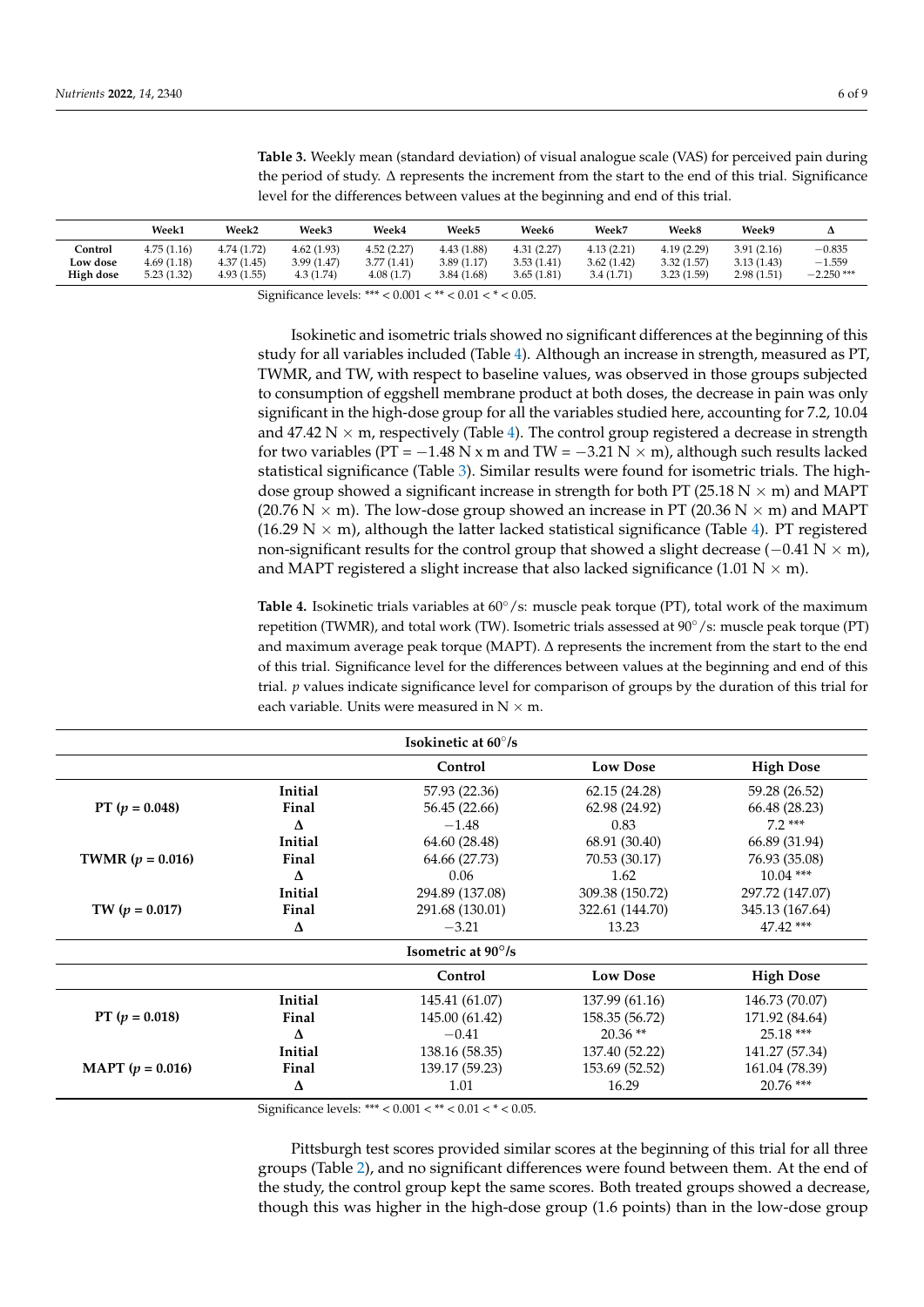**Table 3.** Weekly mean (standard deviation) of visual analogue scale (VAS) for perceived pain during the period of study. Δ represents the increment from the start to the end of this trial. Significance level for the differences between values at the beginning and end of this trial.

| | Week1 | Week2 | Week3 | Week4 | Week5 | Week6 | Week7 | Week8 | Week9 | Δ |
|---|---|---|---|---|---|---|---|---|---|---|
| **Control** | 4.75 (1.16) | 4.74 (1.72) | 4.62 (1.93) | 4.52 (2.27) | 4.43 (1.88) | 4.31 (2.27) | 4.13 (2.21) | 4.19 (2.29) | 3.91 (2.16) | −0.835 |
| **Low dose** | 4.69 (1.18) | 4.37 (1.45) | 3.99 (1.47) | 3.77 (1.41) | 3.89 (1.17) | 3.53 (1.41) | 3.62 (1.42) | 3.32 (1.57) | 3.13 (1.43) | −1.559 |
| **High dose** | 5.23 (1.32) | 4.93 (1.55) | 4.3 (1.74) | 4.08 (1.7) | 3.84 (1.68) | 3.65 (1.81) | 3.4 (1.71) | 3.23 (1.59) | 2.98 (1.51) | −2.250 *** |

Significance levels: *** < 0.001 < ** < 0.01 < * < 0.05.

Isokinetic and isometric trials showed no significant differences at the beginning of this study for all variables included (Table 4). Although an increase in strength, measured as PT, TWMR, and TW, with respect to baseline values, was observed in those groups subjected to consumption of eggshell membrane product at both doses, the decrease in pain was only significant in the high-dose group for all the variables studied here, accounting for 7.2, 10.04 and 47.42 N × m, respectively (Table 4). The control group registered a decrease in strength for two variables (PT = −1.48 N x m and TW = −3.21 N × m), although such results lacked statistical significance (Table 3). Similar results were found for isometric trials. The high-dose group showed a significant increase in strength for both PT (25.18 N × m) and MAPT (20.76 N × m). The low-dose group showed an increase in PT (20.36 N × m) and MAPT (16.29 N × m), although the latter lacked statistical significance (Table 4). PT registered non-significant results for the control group that showed a slight decrease (−0.41 N × m), and MAPT registered a slight increase that also lacked significance (1.01 N × m).

**Table 4.** Isokinetic trials variables at 60°/s: muscle peak torque (PT), total work of the maximum repetition (TWMR), and total work (TW). Isometric trials assessed at 90°/s: muscle peak torque (PT) and maximum average peak torque (MAPT). Δ represents the increment from the start to the end of this trial. Significance level for the differences between values at the beginning and end of this trial. *p* values indicate significance level for comparison of groups by the duration of this trial for each variable. Units were measured in N × m.

| | | **Isokinetic at 60°/s** | | |
|---|---|---|---|---|
| | | **Control** | **Low Dose** | **High Dose** |
| | **Initial** | 57.93 (22.36) | 62.15 (24.28) | 59.28 (26.52) |
| **PT (*p* = 0.048)** | **Final** | 56.45 (22.66) | 62.98 (24.92) | 66.48 (28.23) |
| | **Δ** | −1.48 | 0.83 | 7.2 *** |
| | **Initial** | 64.60 (28.48) | 68.91 (30.40) | 66.89 (31.94) |
| **TWMR (*p* = 0.016)** | **Final** | 64.66 (27.73) | 70.53 (30.17) | 76.93 (35.08) |
| | **Δ** | 0.06 | 1.62 | 10.04 *** |
| | **Initial** | 294.89 (137.08) | 309.38 (150.72) | 297.72 (147.07) |
| **TW (*p* = 0.017)** | **Final** | 291.68 (130.01) | 322.61 (144.70) | 345.13 (167.64) |
| | **Δ** | −3.21 | 13.23 | 47.42 *** |
| | | **Isometric at 90°/s** | | |
| | | **Control** | **Low Dose** | **High Dose** |
| | **Initial** | 145.41 (61.07) | 137.99 (61.16) | 146.73 (70.07) |
| **PT (*p* = 0.018)** | **Final** | 145.00 (61.42) | 158.35 (56.72) | 171.92 (84.64) |
| | **Δ** | −0.41 | 20.36 ** | 25.18 *** |
| | **Initial** | 138.16 (58.35) | 137.40 (52.22) | 141.27 (57.34) |
| **MAPT (*p* = 0.016)** | **Final** | 139.17 (59.23) | 153.69 (52.52) | 161.04 (78.39) |
| | **Δ** | 1.01 | 16.29 | 20.76 *** |

Significance levels: *** < 0.001 < ** < 0.01 < * < 0.05.

Pittsburgh test scores provided similar scores at the beginning of this trial for all three groups (Table 2), and no significant differences were found between them. At the end of the study, the control group kept the same scores. Both treated groups showed a decrease, though this was higher in the high-dose group (1.6 points) than in the low-dose group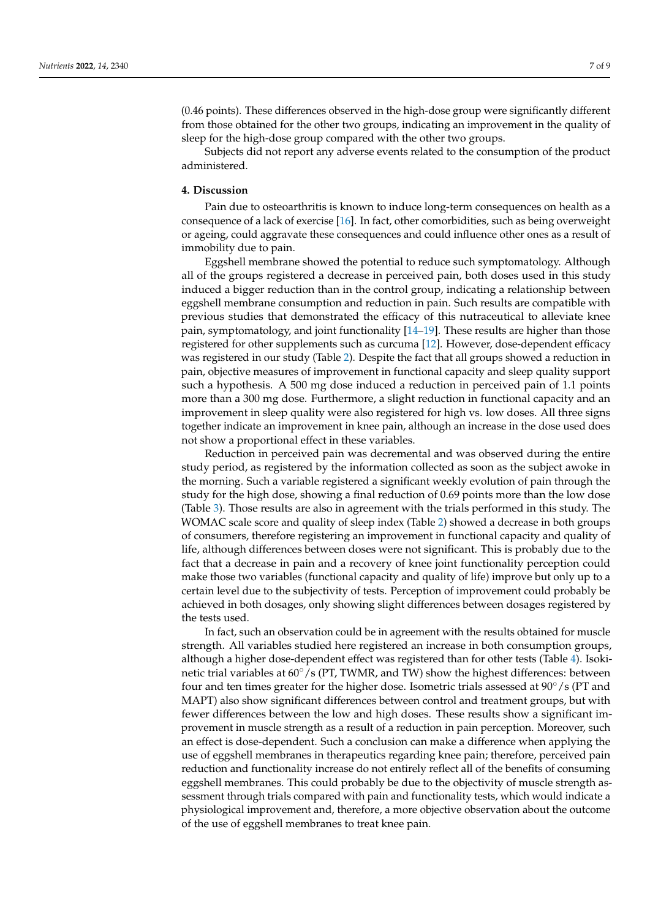(0.46 points). These differences observed in the high-dose group were significantly different from those obtained for the other two groups, indicating an improvement in the quality of sleep for the high-dose group compared with the other two groups.

Subjects did not report any adverse events related to the consumption of the product administered.

## 4. Discussion

Pain due to osteoarthritis is known to induce long-term consequences on health as a consequence of a lack of exercise [16]. In fact, other comorbidities, such as being overweight or ageing, could aggravate these consequences and could influence other ones as a result of immobility due to pain.

Eggshell membrane showed the potential to reduce such symptomatology. Although all of the groups registered a decrease in perceived pain, both doses used in this study induced a bigger reduction than in the control group, indicating a relationship between eggshell membrane consumption and reduction in pain. Such results are compatible with previous studies that demonstrated the efficacy of this nutraceutical to alleviate knee pain, symptomatology, and joint functionality [14–19]. These results are higher than those registered for other supplements such as curcuma [12]. However, dose-dependent efficacy was registered in our study (Table 2). Despite the fact that all groups showed a reduction in pain, objective measures of improvement in functional capacity and sleep quality support such a hypothesis. A 500 mg dose induced a reduction in perceived pain of 1.1 points more than a 300 mg dose. Furthermore, a slight reduction in functional capacity and an improvement in sleep quality were also registered for high vs. low doses. All three signs together indicate an improvement in knee pain, although an increase in the dose used does not show a proportional effect in these variables.

Reduction in perceived pain was decremental and was observed during the entire study period, as registered by the information collected as soon as the subject awoke in the morning. Such a variable registered a significant weekly evolution of pain through the study for the high dose, showing a final reduction of 0.69 points more than the low dose (Table 3). Those results are also in agreement with the trials performed in this study. The WOMAC scale score and quality of sleep index (Table 2) showed a decrease in both groups of consumers, therefore registering an improvement in functional capacity and quality of life, although differences between doses were not significant. This is probably due to the fact that a decrease in pain and a recovery of knee joint functionality perception could make those two variables (functional capacity and quality of life) improve but only up to a certain level due to the subjectivity of tests. Perception of improvement could probably be achieved in both dosages, only showing slight differences between dosages registered by the tests used.

In fact, such an observation could be in agreement with the results obtained for muscle strength. All variables studied here registered an increase in both consumption groups, although a higher dose-dependent effect was registered than for other tests (Table 4). Isokinetic trial variables at 60°/s (PT, TWMR, and TW) show the highest differences: between four and ten times greater for the higher dose. Isometric trials assessed at 90°/s (PT and MAPT) also show significant differences between control and treatment groups, but with fewer differences between the low and high doses. These results show a significant improvement in muscle strength as a result of a reduction in pain perception. Moreover, such an effect is dose-dependent. Such a conclusion can make a difference when applying the use of eggshell membranes in therapeutics regarding knee pain; therefore, perceived pain reduction and functionality increase do not entirely reflect all of the benefits of consuming eggshell membranes. This could probably be due to the objectivity of muscle strength assessment through trials compared with pain and functionality tests, which would indicate a physiological improvement and, therefore, a more objective observation about the outcome of the use of eggshell membranes to treat knee pain.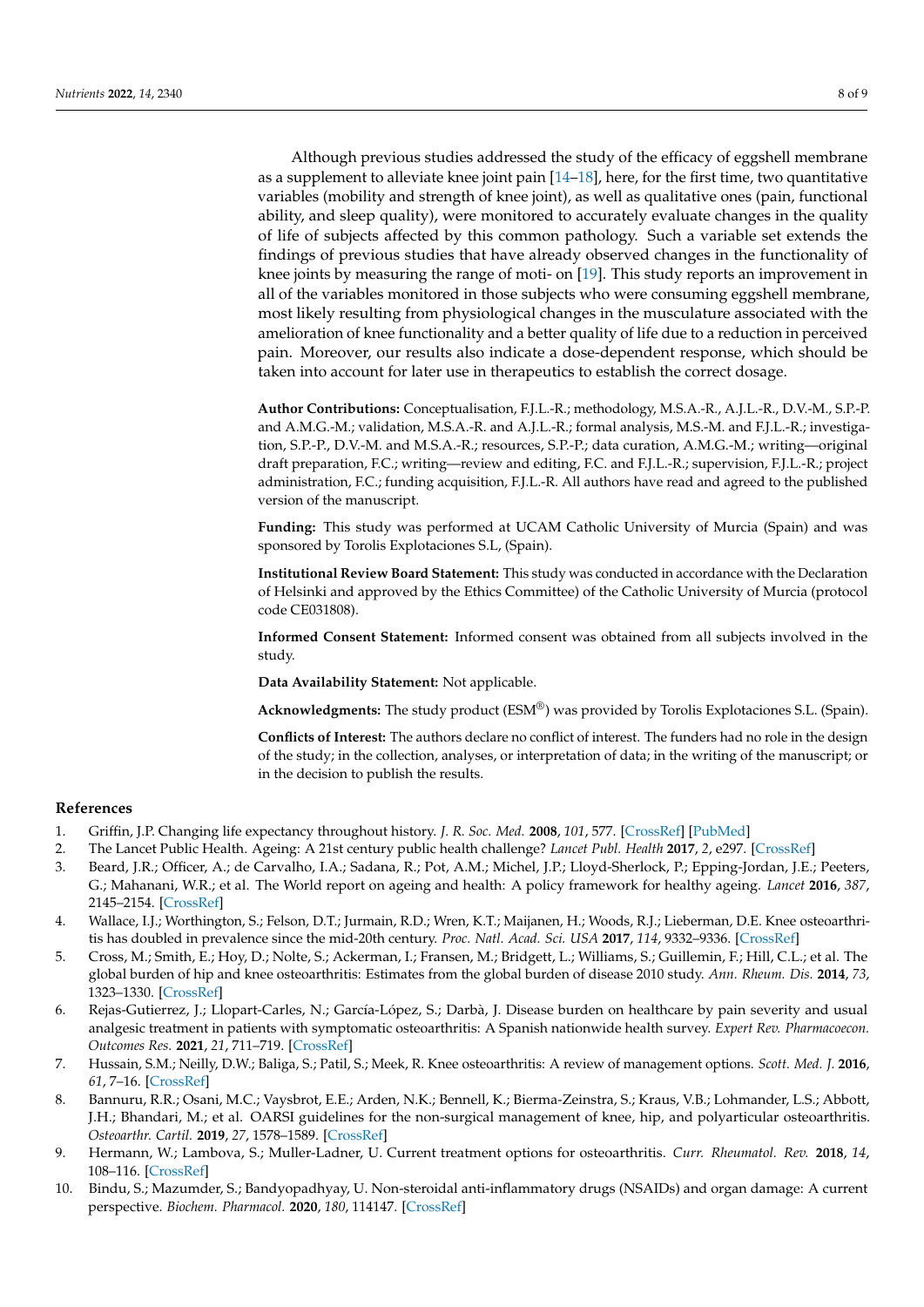Although previous studies addressed the study of the efficacy of eggshell membrane as a supplement to alleviate knee joint pain [14–18], here, for the first time, two quantitative variables (mobility and strength of knee joint), as well as qualitative ones (pain, functional ability, and sleep quality), were monitored to accurately evaluate changes in the quality of life of subjects affected by this common pathology. Such a variable set extends the findings of previous studies that have already observed changes in the functionality of knee joints by measuring the range of moti- on [19]. This study reports an improvement in all of the variables monitored in those subjects who were consuming eggshell membrane, most likely resulting from physiological changes in the musculature associated with the amelioration of knee functionality and a better quality of life due to a reduction in perceived pain. Moreover, our results also indicate a dose-dependent response, which should be taken into account for later use in therapeutics to establish the correct dosage.

**Author Contributions:** Conceptualisation, F.J.L.-R.; methodology, M.S.A.-R., A.J.L.-R., D.V.-M., S.P.-P. and A.M.G.-M.; validation, M.S.A.-R. and A.J.L.-R.; formal analysis, M.S.-M. and F.J.L.-R.; investigation, S.P.-P., D.V.-M. and M.S.A.-R.; resources, S.P.-P.; data curation, A.M.G.-M.; writing—original draft preparation, F.C.; writing—review and editing, F.C. and F.J.L.-R.; supervision, F.J.L.-R.; project administration, F.C.; funding acquisition, F.J.L.-R. All authors have read and agreed to the published version of the manuscript.

**Funding:** This study was performed at UCAM Catholic University of Murcia (Spain) and was sponsored by Torolis Explotaciones S.L, (Spain).

**Institutional Review Board Statement:** This study was conducted in accordance with the Declaration of Helsinki and approved by the Ethics Committee) of the Catholic University of Murcia (protocol code CE031808).

**Informed Consent Statement:** Informed consent was obtained from all subjects involved in the study.

**Data Availability Statement:** Not applicable.

**Acknowledgments:** The study product (ESM®) was provided by Torolis Explotaciones S.L. (Spain).

**Conflicts of Interest:** The authors declare no conflict of interest. The funders had no role in the design of the study; in the collection, analyses, or interpretation of data; in the writing of the manuscript; or in the decision to publish the results.

## References

1. Griffin, J.P. Changing life expectancy throughout history. *J. R. Soc. Med.* **2008**, *101*, 577. [CrossRef] [PubMed]
2. The Lancet Public Health. Ageing: A 21st century public health challenge? *Lancet Publ. Health* **2017**, *2*, e297. [CrossRef]
3. Beard, J.R.; Officer, A.; de Carvalho, I.A.; Sadana, R.; Pot, A.M.; Michel, J.P.; Lloyd-Sherlock, P.; Epping-Jordan, J.E.; Peeters, G.; Mahanani, W.R.; et al. The World report on ageing and health: A policy framework for healthy ageing. *Lancet* **2016**, *387*, 2145–2154. [CrossRef]
4. Wallace, I.J.; Worthington, S.; Felson, D.T.; Jurmain, R.D.; Wren, K.T.; Maijanen, H.; Woods, R.J.; Lieberman, D.E. Knee osteoarthritis has doubled in prevalence since the mid-20th century. *Proc. Natl. Acad. Sci. USA* **2017**, *114*, 9332–9336. [CrossRef]
5. Cross, M.; Smith, E.; Hoy, D.; Nolte, S.; Ackerman, I.; Fransen, M.; Bridgett, L.; Williams, S.; Guillemin, F.; Hill, C.L.; et al. The global burden of hip and knee osteoarthritis: Estimates from the global burden of disease 2010 study. *Ann. Rheum. Dis.* **2014**, *73*, 1323–1330. [CrossRef]
6. Rejas-Gutierrez, J.; Llopart-Carles, N.; García-López, S.; Darbà, J. Disease burden on healthcare by pain severity and usual analgesic treatment in patients with symptomatic osteoarthritis: A Spanish nationwide health survey. *Expert Rev. Pharmacoecon. Outcomes Res.* **2021**, *21*, 711–719. [CrossRef]
7. Hussain, S.M.; Neilly, D.W.; Baliga, S.; Patil, S.; Meek, R. Knee osteoarthritis: A review of management options. *Scott. Med. J.* **2016**, *61*, 7–16. [CrossRef]
8. Bannuru, R.R.; Osani, M.C.; Vaysbrot, E.E.; Arden, N.K.; Bennell, K.; Bierma-Zeinstra, S.; Kraus, V.B.; Lohmander, L.S.; Abbott, J.H.; Bhandari, M.; et al. OARSI guidelines for the non-surgical management of knee, hip, and polyarticular osteoarthritis. *Osteoarthr. Cartil.* **2019**, *27*, 1578–1589. [CrossRef]
9. Hermann, W.; Lambova, S.; Muller-Ladner, U. Current treatment options for osteoarthritis. *Curr. Rheumatol. Rev.* **2018**, *14*, 108–116. [CrossRef]
10. Bindu, S.; Mazumder, S.; Bandyopadhyay, U. Non-steroidal anti-inflammatory drugs (NSAIDs) and organ damage: A current perspective. *Biochem. Pharmacol.* **2020**, *180*, 114147. [CrossRef]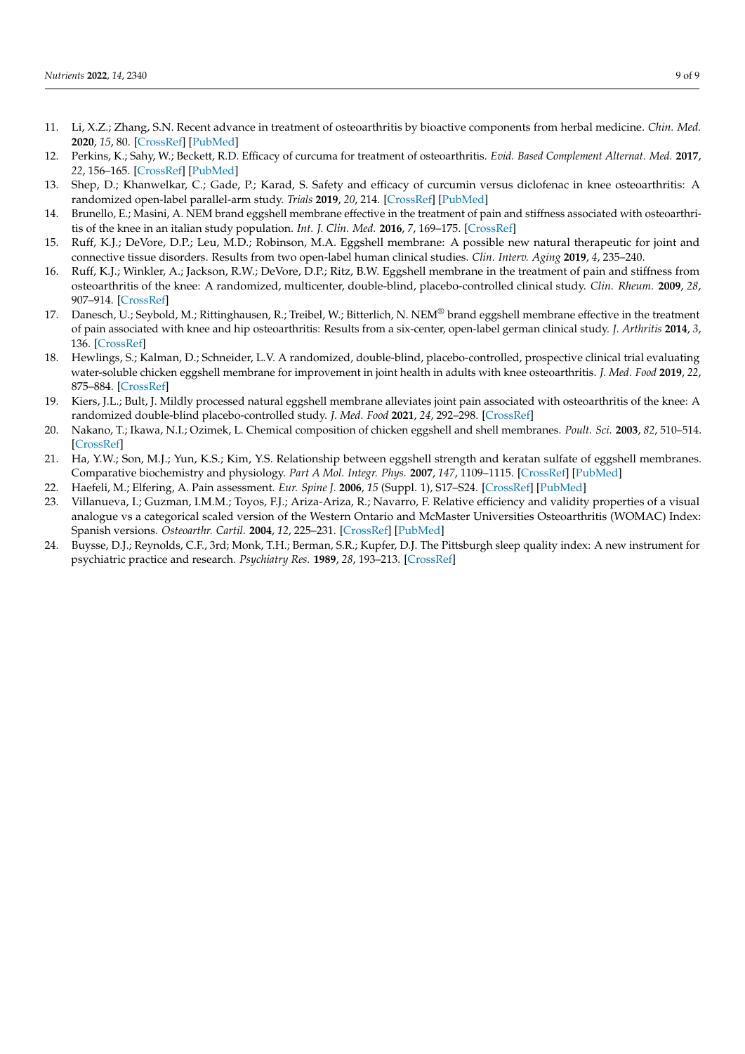11. Li, X.Z.; Zhang, S.N. Recent advance in treatment of osteoarthritis by bioactive components from herbal medicine. *Chin. Med.* **2020**, *15*, 80. [CrossRef] [PubMed]
12. Perkins, K.; Sahy, W.; Beckett, R.D. Efficacy of curcuma for treatment of osteoarthritis. *Evid. Based Complement Alternat. Med.* **2017**, *22*, 156–165. [CrossRef] [PubMed]
13. Shep, D.; Khanwelkar, C.; Gade, P.; Karad, S. Safety and efficacy of curcumin versus diclofenac in knee osteoarthritis: A randomized open-label parallel-arm study. *Trials* **2019**, *20*, 214. [CrossRef] [PubMed]
14. Brunello, E.; Masini, A. NEM brand eggshell membrane effective in the treatment of pain and stiffness associated with osteoarthritis of the knee in an italian study population. *Int. J. Clin. Med.* **2016**, *7*, 169–175. [CrossRef]
15. Ruff, K.J.; DeVore, D.P.; Leu, M.D.; Robinson, M.A. Eggshell membrane: A possible new natural therapeutic for joint and connective tissue disorders. Results from two open-label human clinical studies. *Clin. Interv. Aging* **2019**, *4*, 235–240.
16. Ruff, K.J.; Winkler, A.; Jackson, R.W.; DeVore, D.P.; Ritz, B.W. Eggshell membrane in the treatment of pain and stiffness from osteoarthritis of the knee: A randomized, multicenter, double-blind, placebo-controlled clinical study. *Clin. Rheum.* **2009**, *28*, 907–914. [CrossRef]
17. Danesch, U.; Seybold, M.; Rittinghausen, R.; Treibel, W.; Bitterlich, N. NEM® brand eggshell membrane effective in the treatment of pain associated with knee and hip osteoarthritis: Results from a six-center, open-label german clinical study. *J. Arthritis* **2014**, *3*, 136. [CrossRef]
18. Hewlings, S.; Kalman, D.; Schneider, L.V. A randomized, double-blind, placebo-controlled, prospective clinical trial evaluating water-soluble chicken eggshell membrane for improvement in joint health in adults with knee osteoarthritis. *J. Med. Food* **2019**, *22*, 875–884. [CrossRef]
19. Kiers, J.L.; Bult, J. Mildly processed natural eggshell membrane alleviates joint pain associated with osteoarthritis of the knee: A randomized double-blind placebo-controlled study. *J. Med. Food* **2021**, *24*, 292–298. [CrossRef]
20. Nakano, T.; Ikawa, N.I.; Ozimek, L. Chemical composition of chicken eggshell and shell membranes. *Poult. Sci.* **2003**, *82*, 510–514. [CrossRef]
21. Ha, Y.W.; Son, M.J.; Yun, K.S.; Kim, Y.S. Relationship between eggshell strength and keratan sulfate of eggshell membranes. Comparative biochemistry and physiology. *Part A Mol. Integr. Phys.* **2007**, *147*, 1109–1115. [CrossRef] [PubMed]
22. Haefeli, M.; Elfering, A. Pain assessment. *Eur. Spine J.* **2006**, *15* (Suppl. 1), S17–S24. [CrossRef] [PubMed]
23. Villanueva, I.; Guzman, I.M.M.; Toyos, F.J.; Ariza-Ariza, R.; Navarro, F. Relative efficiency and validity properties of a visual analogue vs a categorical scaled version of the Western Ontario and McMaster Universities Osteoarthritis (WOMAC) Index: Spanish versions. *Osteoarthr. Cartil.* **2004**, *12*, 225–231. [CrossRef] [PubMed]
24. Buysse, D.J.; Reynolds, C.F., 3rd; Monk, T.H.; Berman, S.R.; Kupfer, D.J. The Pittsburgh sleep quality index: A new instrument for psychiatric practice and research. *Psychiatry Res.* **1989**, *28*, 193–213. [CrossRef]